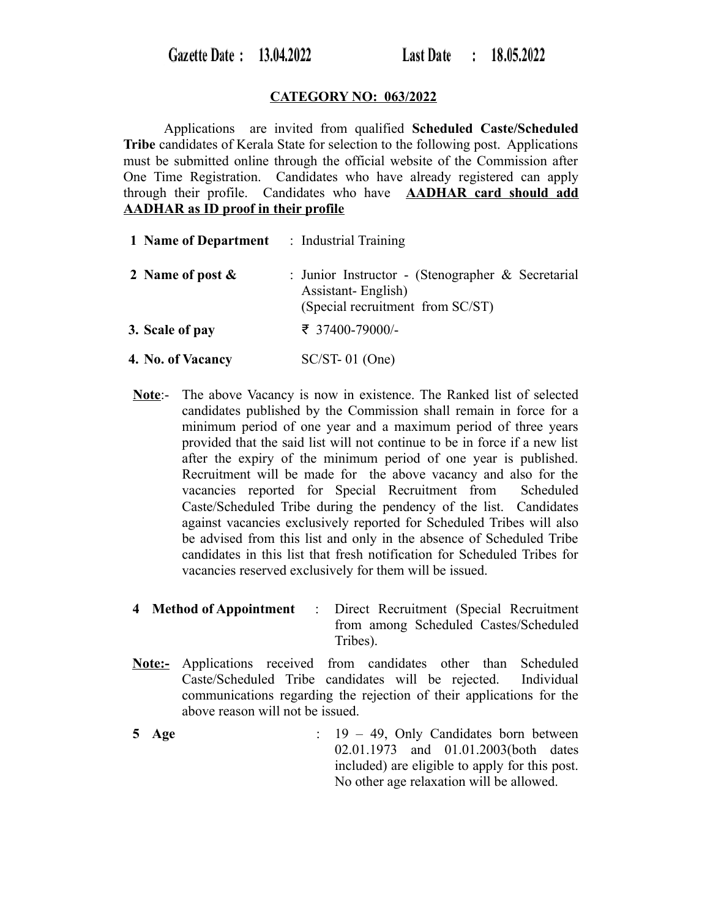**Gazette Date : 13.04.2022** **Last Date : 18.05.2022**

**CATEGORY NO: 063/2022**

Applications are invited from qualified **Scheduled Caste/Scheduled Tribe** candidates of Kerala State for selection to the following post. Applications must be submitted online through the official website of the Commission after One Time Registration. Candidates who have already registered can apply through their profile. Candidates who have **AADHAR card should add AADHAR as ID proof in their profile**

**1 Name of Department** : Industrial Training

**2 Name of post &** : Junior Instructor - (Stenographer & Secretarial Assistant- English) (Special recruitment from SC/ST)

**3. Scale of pay** ₹ 37400-79000/-

**4. No. of Vacancy** SC/ST- 01 (One)

**Note**:- The above Vacancy is now in existence. The Ranked list of selected candidates published by the Commission shall remain in force for a minimum period of one year and a maximum period of three years provided that the said list will not continue to be in force if a new list after the expiry of the minimum period of one year is published. Recruitment will be made for the above vacancy and also for the vacancies reported for Special Recruitment from Scheduled Caste/Scheduled Tribe during the pendency of the list. Candidates against vacancies exclusively reported for Scheduled Tribes will also be advised from this list and only in the absence of Scheduled Tribe candidates in this list that fresh notification for Scheduled Tribes for vacancies reserved exclusively for them will be issued.

**4 Method of Appointment** : Direct Recruitment (Special Recruitment from among Scheduled Castes/Scheduled Tribes).

**Note:-** Applications received from candidates other than Scheduled Caste/Scheduled Tribe candidates will be rejected. Individual communications regarding the rejection of their applications for the above reason will not be issued.

**5 Age** : 19 – 49, Only Candidates born between 02.01.1973 and 01.01.2003(both dates included) are eligible to apply for this post. No other age relaxation will be allowed.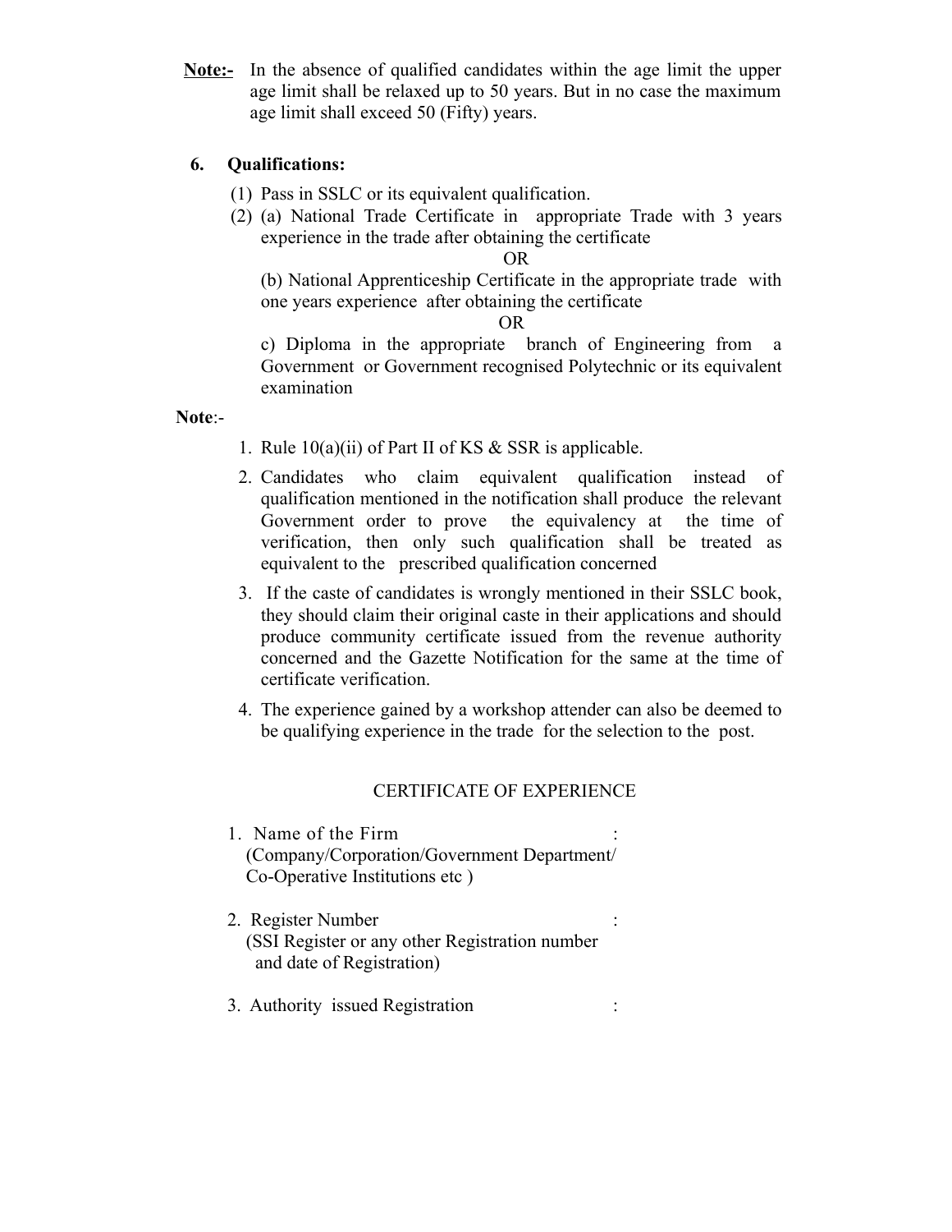**Note:-** In the absence of qualified candidates within the age limit the upper age limit shall be relaxed up to 50 years. But in no case the maximum age limit shall exceed 50 (Fifty) years.

**6. Qualifications:**

(1) Pass in SSLC or its equivalent qualification.

(2) (a) National Trade Certificate in appropriate Trade with 3 years experience in the trade after obtaining the certificate

OR

(b) National Apprenticeship Certificate in the appropriate trade with one years experience after obtaining the certificate

OR

c) Diploma in the appropriate branch of Engineering from a Government or Government recognised Polytechnic or its equivalent examination

**Note**:-

1. Rule 10(a)(ii) of Part II of KS & SSR is applicable.
2. Candidates who claim equivalent qualification instead of qualification mentioned in the notification shall produce the relevant Government order to prove the equivalency at the time of verification, then only such qualification shall be treated as equivalent to the prescribed qualification concerned
3. If the caste of candidates is wrongly mentioned in their SSLC book, they should claim their original caste in their applications and should produce community certificate issued from the revenue authority concerned and the Gazette Notification for the same at the time of certificate verification.
4. The experience gained by a workshop attender can also be deemed to be qualifying experience in the trade for the selection to the post.

CERTIFICATE OF EXPERIENCE

1. Name of the Firm :
   (Company/Corporation/Government Department/ Co-Operative Institutions etc )
2. Register Number :
   (SSI Register or any other Registration number and date of Registration)
3. Authority issued Registration :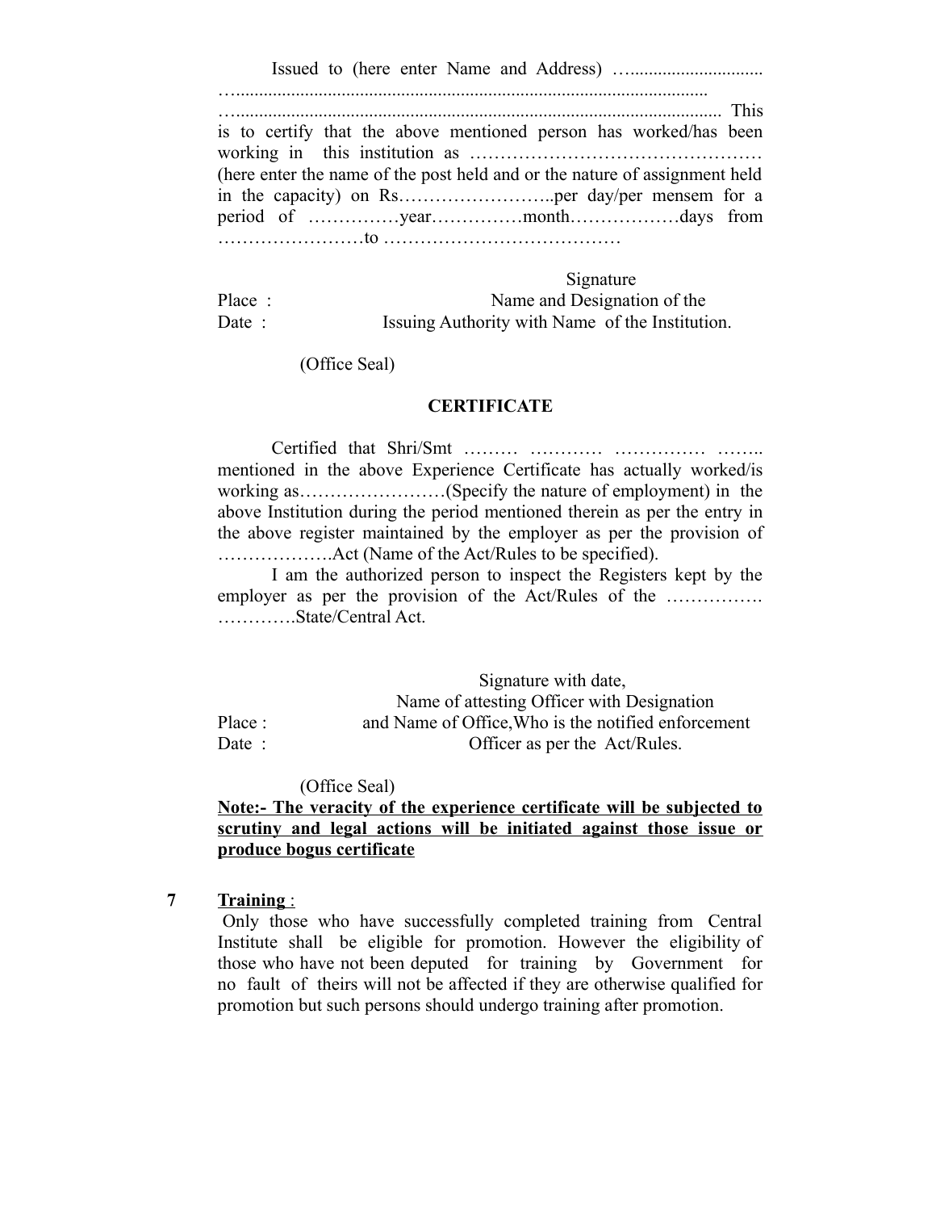Issued to (here enter Name and Address) …............................ …........................................................................................................ …......................................................................................................... This is to certify that the above mentioned person has worked/has been working in this institution as ………………………………………… (here enter the name of the post held and or the nature of assignment held in the capacity) on Rs……………………..per day/per mensem for a period of ……………year……………month………………days from ……………………to …………………………………

Signature

Place : Name and Designation of the

Date : Issuing Authority with Name of the Institution.

(Office Seal)

**CERTIFICATE**

Certified that Shri/Smt ……… ………… …………… …….. mentioned in the above Experience Certificate has actually worked/is working as……………………(Specify the nature of employment) in the above Institution during the period mentioned therein as per the entry in the above register maintained by the employer as per the provision of ……………….Act (Name of the Act/Rules to be specified).

I am the authorized person to inspect the Registers kept by the employer as per the provision of the Act/Rules of the ……………. ………….State/Central Act.

Signature with date,

Name of attesting Officer with Designation

Place : and Name of Office,Who is the notified enforcement

Date : Officer as per the Act/Rules.

(Office Seal)

**<u>Note:- The veracity of the experience certificate will be subjected to scrutiny and legal actions will be initiated against those issue or produce bogus certificate</u>**

7 **<u>Training</u>** :

Only those who have successfully completed training from Central Institute shall be eligible for promotion. However the eligibility of those who have not been deputed for training by Government for no fault of theirs will not be affected if they are otherwise qualified for promotion but such persons should undergo training after promotion.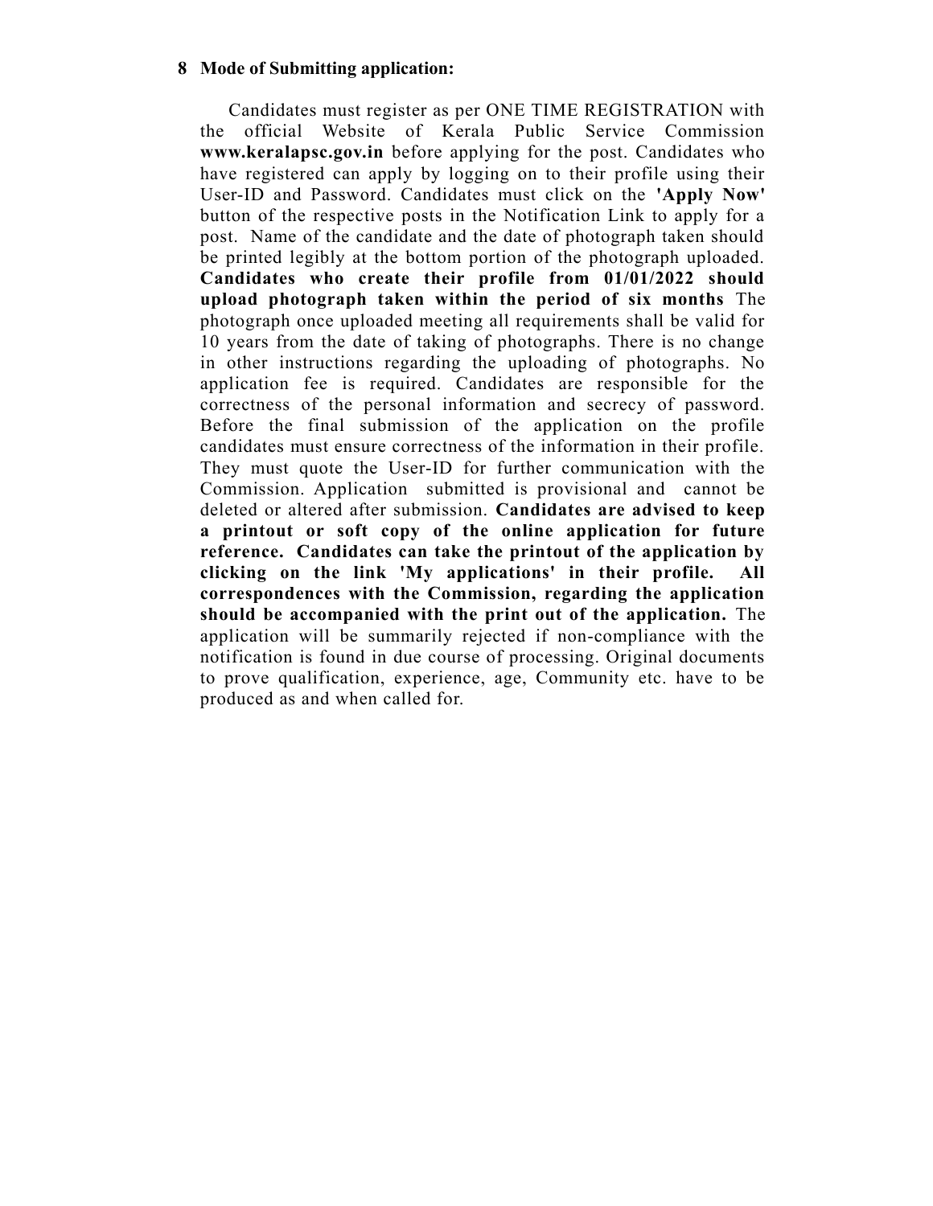## 8 Mode of Submitting application:

Candidates must register as per ONE TIME REGISTRATION with the official Website of Kerala Public Service Commission **www.keralapsc.gov.in** before applying for the post. Candidates who have registered can apply by logging on to their profile using their User-ID and Password. Candidates must click on the **'Apply Now'** button of the respective posts in the Notification Link to apply for a post. Name of the candidate and the date of photograph taken should be printed legibly at the bottom portion of the photograph uploaded. **Candidates who create their profile from 01/01/2022 should upload photograph taken within the period of six months** The photograph once uploaded meeting all requirements shall be valid for 10 years from the date of taking of photographs. There is no change in other instructions regarding the uploading of photographs. No application fee is required. Candidates are responsible for the correctness of the personal information and secrecy of password. Before the final submission of the application on the profile candidates must ensure correctness of the information in their profile. They must quote the User-ID for further communication with the Commission. Application submitted is provisional and cannot be deleted or altered after submission. **Candidates are advised to keep a printout or soft copy of the online application for future reference. Candidates can take the printout of the application by clicking on the link 'My applications' in their profile. All correspondences with the Commission, regarding the application should be accompanied with the print out of the application.** The application will be summarily rejected if non-compliance with the notification is found in due course of processing. Original documents to prove qualification, experience, age, Community etc. have to be produced as and when called for.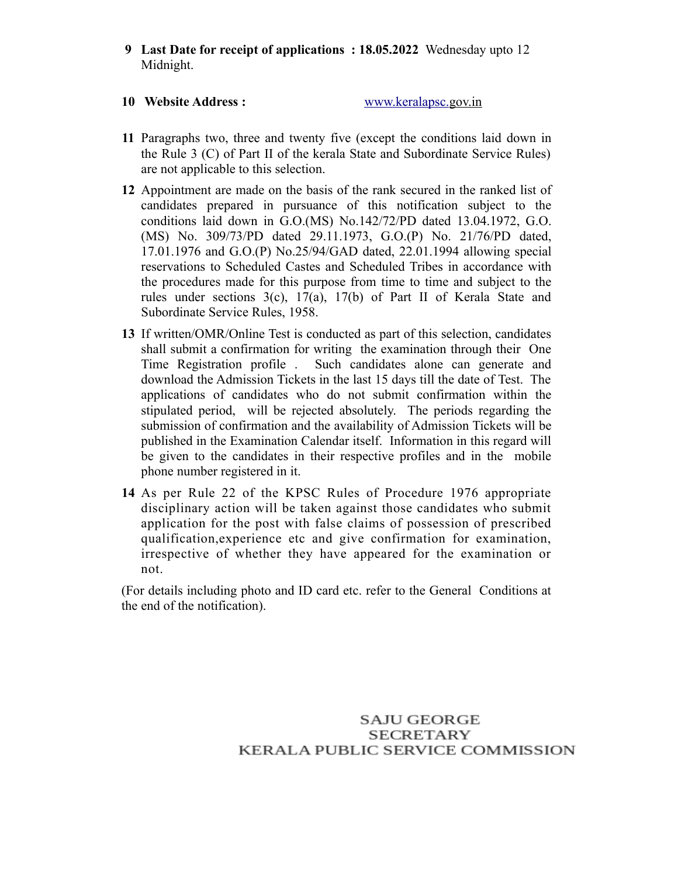**9 Last Date for receipt of applications : 18.05.2022** Wednesday upto 12 Midnight.

**10 Website Address :** www.keralapsc.gov.in

**11** Paragraphs two, three and twenty five (except the conditions laid down in the Rule 3 (C) of Part II of the kerala State and Subordinate Service Rules) are not applicable to this selection.

**12** Appointment are made on the basis of the rank secured in the ranked list of candidates prepared in pursuance of this notification subject to the conditions laid down in G.O.(MS) No.142/72/PD dated 13.04.1972, G.O. (MS) No. 309/73/PD dated 29.11.1973, G.O.(P) No. 21/76/PD dated, 17.01.1976 and G.O.(P) No.25/94/GAD dated, 22.01.1994 allowing special reservations to Scheduled Castes and Scheduled Tribes in accordance with the procedures made for this purpose from time to time and subject to the rules under sections 3(c), 17(a), 17(b) of Part II of Kerala State and Subordinate Service Rules, 1958.

**13** If written/OMR/Online Test is conducted as part of this selection, candidates shall submit a confirmation for writing the examination through their One Time Registration profile . Such candidates alone can generate and download the Admission Tickets in the last 15 days till the date of Test. The applications of candidates who do not submit confirmation within the stipulated period, will be rejected absolutely. The periods regarding the submission of confirmation and the availability of Admission Tickets will be published in the Examination Calendar itself. Information in this regard will be given to the candidates in their respective profiles and in the mobile phone number registered in it.

**14** As per Rule 22 of the KPSC Rules of Procedure 1976 appropriate disciplinary action will be taken against those candidates who submit application for the post with false claims of possession of prescribed qualification,experience etc and give confirmation for examination, irrespective of whether they have appeared for the examination or not.

(For details including photo and ID card etc. refer to the General Conditions at the end of the notification).

SAJU GEORGE
SECRETARY
KERALA PUBLIC SERVICE COMMISSION